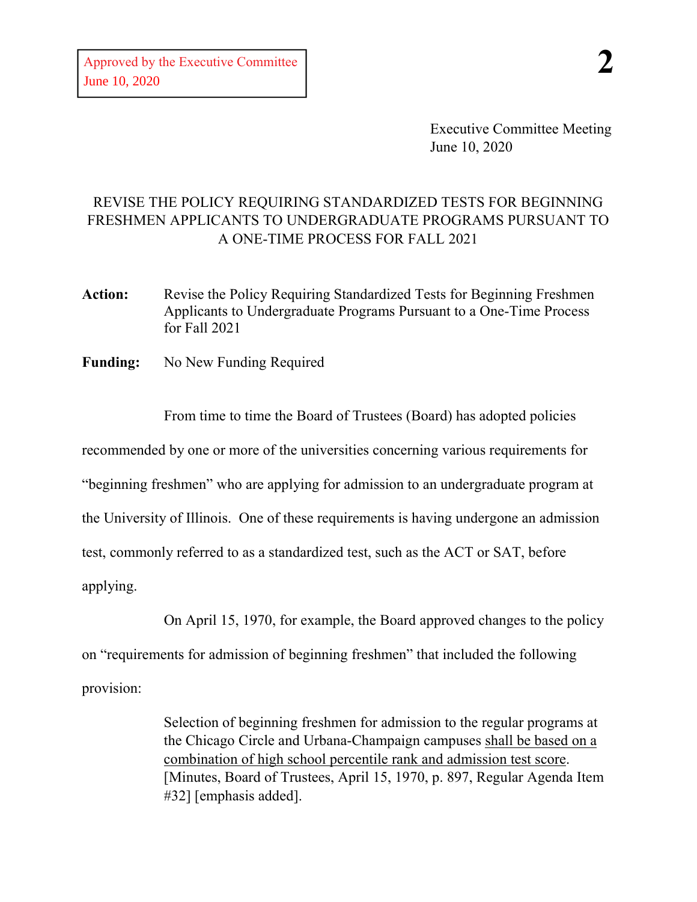Approved by the Executive Committee
June 10, 2020

Executive Committee Meeting
June 10, 2020

# REVISE THE POLICY REQUIRING STANDARDIZED TESTS FOR BEGINNING FRESHMEN APPLICANTS TO UNDERGRADUATE PROGRAMS PURSUANT TO A ONE-TIME PROCESS FOR FALL 2021

**Action:** Revise the Policy Requiring Standardized Tests for Beginning Freshmen Applicants to Undergraduate Programs Pursuant to a One-Time Process for Fall 2021

**Funding:** No New Funding Required

From time to time the Board of Trustees (Board) has adopted policies recommended by one or more of the universities concerning various requirements for "beginning freshmen" who are applying for admission to an undergraduate program at the University of Illinois. One of these requirements is having undergone an admission test, commonly referred to as a standardized test, such as the ACT or SAT, before applying.

On April 15, 1970, for example, the Board approved changes to the policy on "requirements for admission of beginning freshmen" that included the following provision:

> Selection of beginning freshmen for admission to the regular programs at the Chicago Circle and Urbana-Champaign campuses shall be based on a combination of high school percentile rank and admission test score. [Minutes, Board of Trustees, April 15, 1970, p. 897, Regular Agenda Item #32] [emphasis added].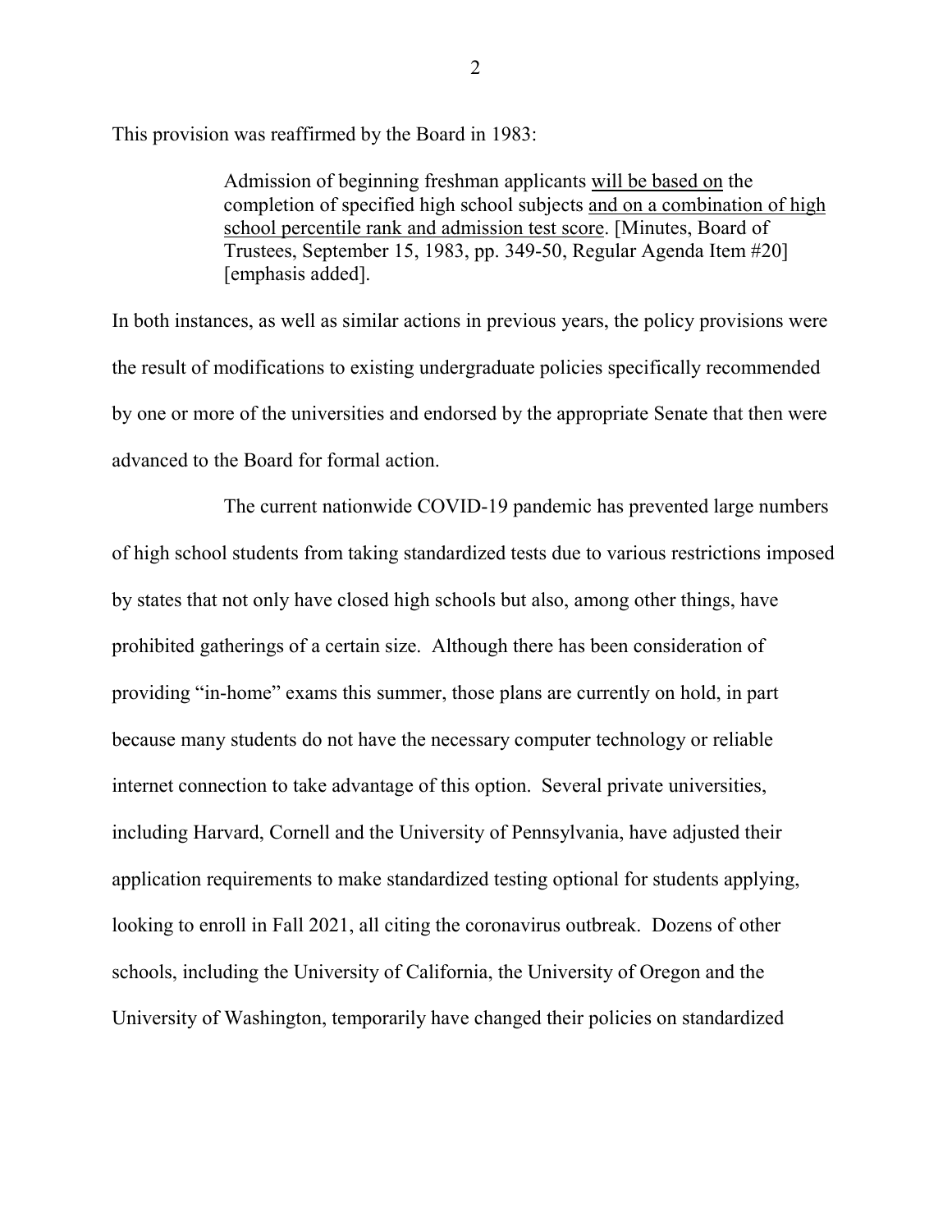This provision was reaffirmed by the Board in 1983:

> Admission of beginning freshman applicants <u>will be based on</u> the completion of specified high school subjects <u>and on a combination of high school percentile rank and admission test score</u>. [Minutes, Board of Trustees, September 15, 1983, pp. 349-50, Regular Agenda Item #20] [emphasis added].

In both instances, as well as similar actions in previous years, the policy provisions were the result of modifications to existing undergraduate policies specifically recommended by one or more of the universities and endorsed by the appropriate Senate that then were advanced to the Board for formal action.

The current nationwide COVID-19 pandemic has prevented large numbers of high school students from taking standardized tests due to various restrictions imposed by states that not only have closed high schools but also, among other things, have prohibited gatherings of a certain size. Although there has been consideration of providing "in-home" exams this summer, those plans are currently on hold, in part because many students do not have the necessary computer technology or reliable internet connection to take advantage of this option. Several private universities, including Harvard, Cornell and the University of Pennsylvania, have adjusted their application requirements to make standardized testing optional for students applying, looking to enroll in Fall 2021, all citing the coronavirus outbreak. Dozens of other schools, including the University of California, the University of Oregon and the University of Washington, temporarily have changed their policies on standardized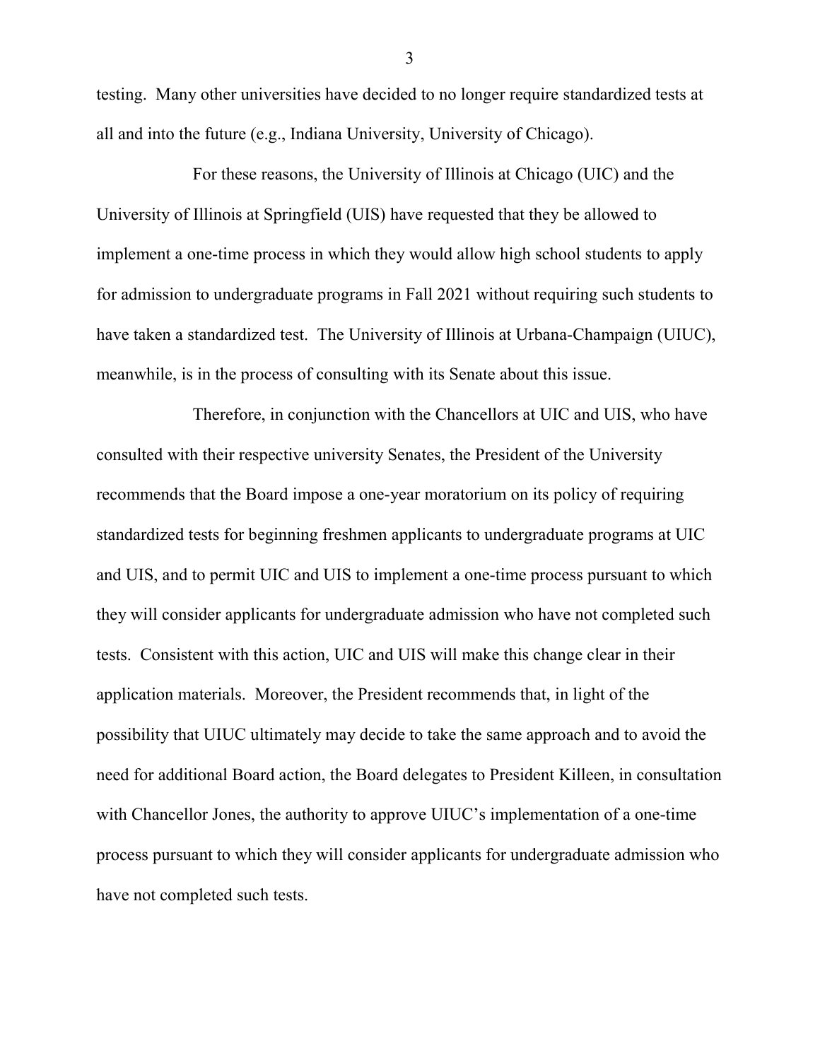testing. Many other universities have decided to no longer require standardized tests at all and into the future (e.g., Indiana University, University of Chicago).

For these reasons, the University of Illinois at Chicago (UIC) and the University of Illinois at Springfield (UIS) have requested that they be allowed to implement a one-time process in which they would allow high school students to apply for admission to undergraduate programs in Fall 2021 without requiring such students to have taken a standardized test. The University of Illinois at Urbana-Champaign (UIUC), meanwhile, is in the process of consulting with its Senate about this issue.

Therefore, in conjunction with the Chancellors at UIC and UIS, who have consulted with their respective university Senates, the President of the University recommends that the Board impose a one-year moratorium on its policy of requiring standardized tests for beginning freshmen applicants to undergraduate programs at UIC and UIS, and to permit UIC and UIS to implement a one-time process pursuant to which they will consider applicants for undergraduate admission who have not completed such tests. Consistent with this action, UIC and UIS will make this change clear in their application materials. Moreover, the President recommends that, in light of the possibility that UIUC ultimately may decide to take the same approach and to avoid the need for additional Board action, the Board delegates to President Killeen, in consultation with Chancellor Jones, the authority to approve UIUC's implementation of a one-time process pursuant to which they will consider applicants for undergraduate admission who have not completed such tests.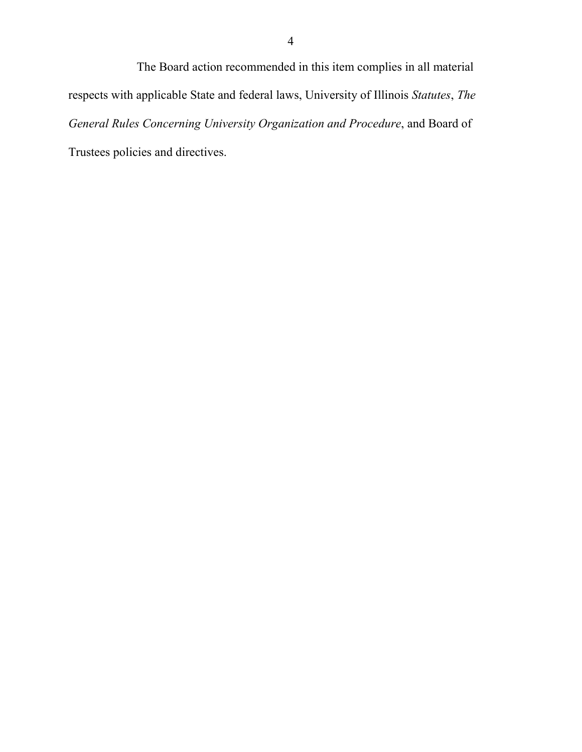The Board action recommended in this item complies in all material respects with applicable State and federal laws, University of Illinois *Statutes*, *The General Rules Concerning University Organization and Procedure*, and Board of Trustees policies and directives.